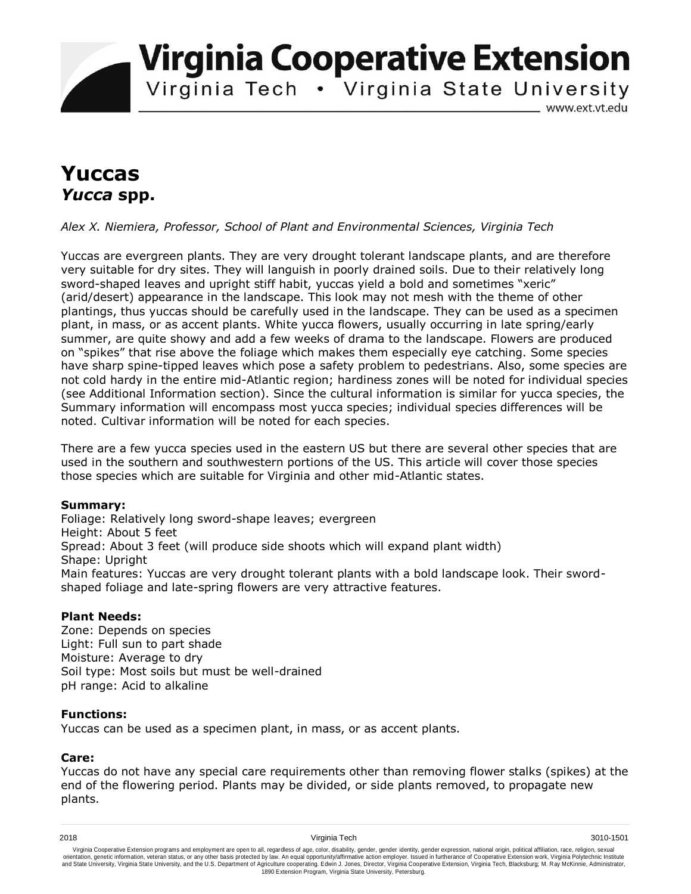# Virginia Cooperative Extension

Virginia Tech • Virginia State University

www.ext.vt.edu

# Yuccas
## *Yucca* spp.

*Alex X. Niemiera, Professor, School of Plant and Environmental Sciences, Virginia Tech*

Yuccas are evergreen plants. They are very drought tolerant landscape plants, and are therefore very suitable for dry sites. They will languish in poorly drained soils. Due to their relatively long sword-shaped leaves and upright stiff habit, yuccas yield a bold and sometimes "xeric" (arid/desert) appearance in the landscape. This look may not mesh with the theme of other plantings, thus yuccas should be carefully used in the landscape. They can be used as a specimen plant, in mass, or as accent plants. White yucca flowers, usually occurring in late spring/early summer, are quite showy and add a few weeks of drama to the landscape. Flowers are produced on "spikes" that rise above the foliage which makes them especially eye catching. Some species have sharp spine-tipped leaves which pose a safety problem to pedestrians. Also, some species are not cold hardy in the entire mid-Atlantic region; hardiness zones will be noted for individual species (see Additional Information section). Since the cultural information is similar for yucca species, the Summary information will encompass most yucca species; individual species differences will be noted. Cultivar information will be noted for each species.

There are a few yucca species used in the eastern US but there are several other species that are used in the southern and southwestern portions of the US. This article will cover those species those species which are suitable for Virginia and other mid-Atlantic states.

**Summary:**

Foliage: Relatively long sword-shape leaves; evergreen
Height: About 5 feet
Spread: About 3 feet (will produce side shoots which will expand plant width)
Shape: Upright
Main features: Yuccas are very drought tolerant plants with a bold landscape look. Their sword-shaped foliage and late-spring flowers are very attractive features.

**Plant Needs:**

Zone: Depends on species
Light: Full sun to part shade
Moisture: Average to dry
Soil type: Most soils but must be well-drained
pH range: Acid to alkaline

**Functions:**

Yuccas can be used as a specimen plant, in mass, or as accent plants.

**Care:**

Yuccas do not have any special care requirements other than removing flower stalks (spikes) at the end of the flowering period. Plants may be divided, or side plants removed, to propagate new plants.

2018 Virginia Tech 3010-1501

Virginia Cooperative Extension programs and employment are open to all, regardless of age, color, disability, gender, gender identity, gender expression, national origin, political affiliation, race, religion, sexual orientation, genetic information, veteran status, or any other basis protected by law. An equal opportunity/affirmative action employer. Issued in furtherance of Cooperative Extension work, Virginia Polytechnic Institute and State University, Virginia State University, and the U.S. Department of Agriculture cooperating. Edwin J. Jones, Director, Virginia Cooperative Extension, Virginia Tech, Blacksburg; M. Ray McKinnie, Administrator, 1890 Extension Program, Virginia State University, Petersburg.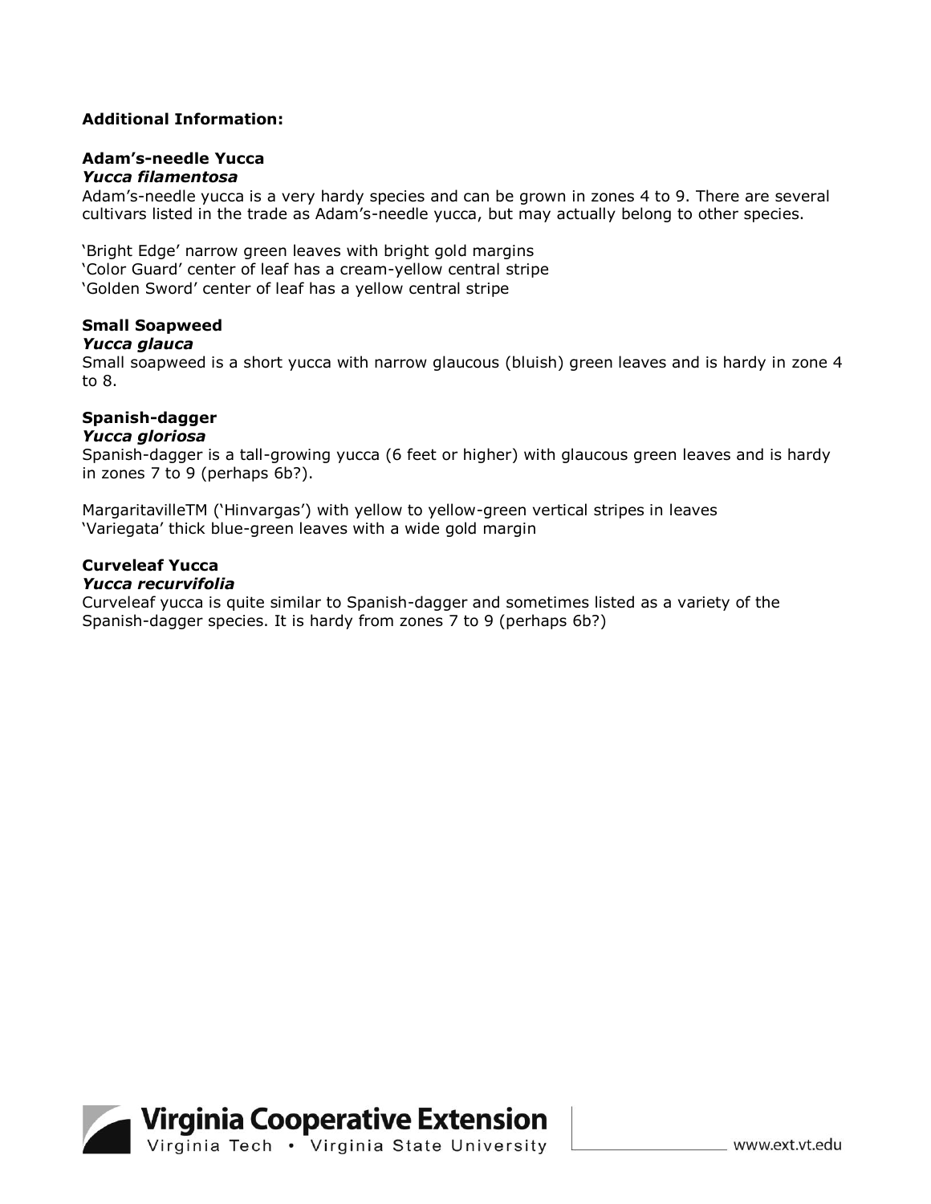**Additional Information:**

**Adam's-needle Yucca**
***Yucca filamentosa***
Adam's-needle yucca is a very hardy species and can be grown in zones 4 to 9. There are several cultivars listed in the trade as Adam's-needle yucca, but may actually belong to other species.

'Bright Edge' narrow green leaves with bright gold margins
'Color Guard' center of leaf has a cream-yellow central stripe
'Golden Sword' center of leaf has a yellow central stripe

**Small Soapweed**
***Yucca glauca***
Small soapweed is a short yucca with narrow glaucous (bluish) green leaves and is hardy in zone 4 to 8.

**Spanish-dagger**
***Yucca gloriosa***
Spanish-dagger is a tall-growing yucca (6 feet or higher) with glaucous green leaves and is hardy in zones 7 to 9 (perhaps 6b?).

MargaritavilleTM ('Hinvargas') with yellow to yellow-green vertical stripes in leaves
'Variegata' thick blue-green leaves with a wide gold margin

**Curveleaf Yucca**
***Yucca recurvifolia***
Curveleaf yucca is quite similar to Spanish-dagger and sometimes listed as a variety of the Spanish-dagger species. It is hardy from zones 7 to 9 (perhaps 6b?)